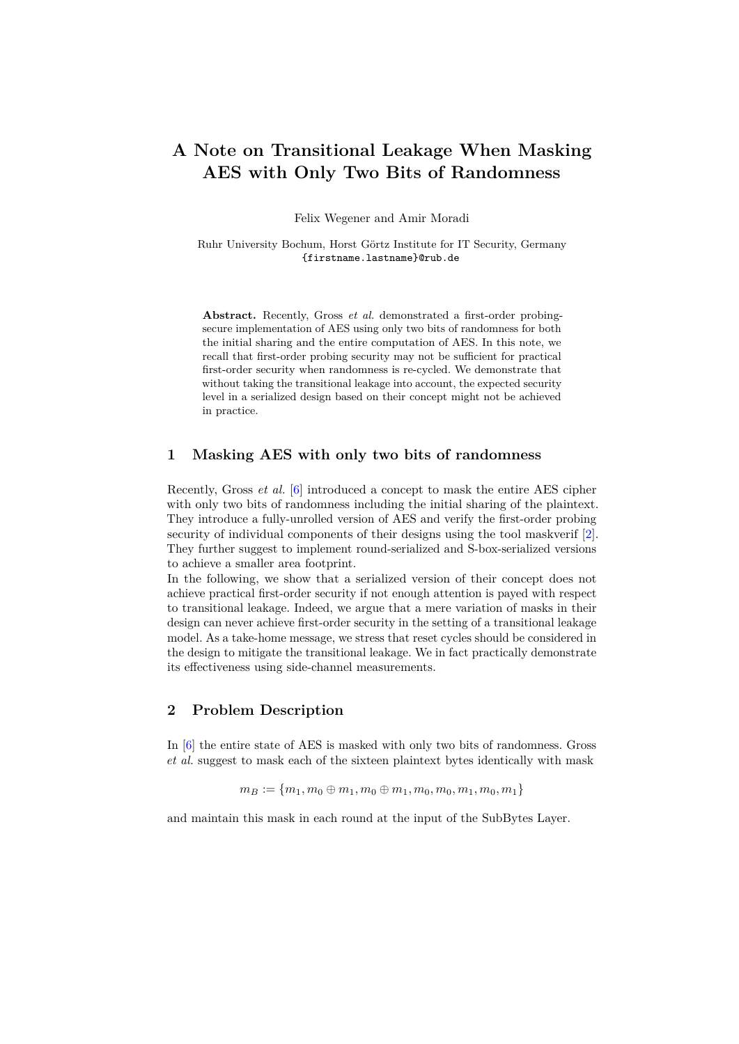# A Note on Transitional Leakage When Masking AES with Only Two Bits of Randomness

Felix Wegener and Amir Moradi

Ruhr University Bochum, Horst Görtz Institute for IT Security, Germany
{firstname.lastname}@rub.de

**Abstract.** Recently, Gross *et al.* demonstrated a first-order probing-secure implementation of AES using only two bits of randomness for both the initial sharing and the entire computation of AES. In this note, we recall that first-order probing security may not be sufficient for practical first-order security when randomness is re-cycled. We demonstrate that without taking the transitional leakage into account, the expected security level in a serialized design based on their concept might not be achieved in practice.

## 1 Masking AES with only two bits of randomness

Recently, Gross *et al.* [6] introduced a concept to mask the entire AES cipher with only two bits of randomness including the initial sharing of the plaintext. They introduce a fully-unrolled version of AES and verify the first-order probing security of individual components of their designs using the tool maskverif [2]. They further suggest to implement round-serialized and S-box-serialized versions to achieve a smaller area footprint.
In the following, we show that a serialized version of their concept does not achieve practical first-order security if not enough attention is payed with respect to transitional leakage. Indeed, we argue that a mere variation of masks in their design can never achieve first-order security in the setting of a transitional leakage model. As a take-home message, we stress that reset cycles should be considered in the design to mitigate the transitional leakage. We in fact practically demonstrate its effectiveness using side-channel measurements.

## 2 Problem Description

In [6] the entire state of AES is masked with only two bits of randomness. Gross *et al.* suggest to mask each of the sixteen plaintext bytes identically with mask

$$m_B := \{m_1, m_0 \oplus m_1, m_0 \oplus m_1, m_0, m_0, m_1, m_0, m_1\}$$

and maintain this mask in each round at the input of the SubBytes Layer.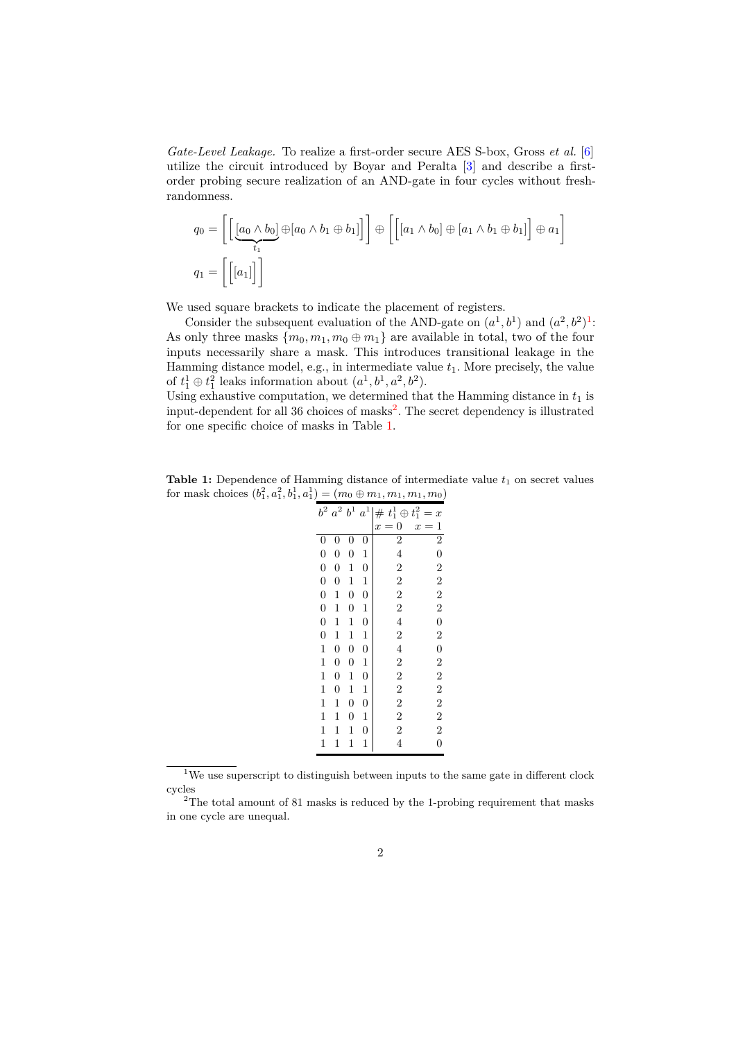*Gate-Level Leakage.* To realize a first-order secure AES S-box, Gross *et al.* [6] utilize the circuit introduced by Boyar and Peralta [3] and describe a first-order probing secure realization of an AND-gate in four cycles without fresh-randomness.

$$q_0 = \left[\left[\underbrace{[a_0 \wedge b_0]}_{t_1} \oplus [a_0 \wedge b_1 \oplus b_1]\right]\right] \oplus \left[\left[[a_1 \wedge b_0] \oplus [a_1 \wedge b_1 \oplus b_1]\right] \oplus a_1\right]$$

$$q_1 = \left[\left[[a_1]\right]\right]$$

We used square brackets to indicate the placement of registers.

Consider the subsequent evaluation of the AND-gate on $(a^1, b^1)$ and $(a^2, b^2)$[1]: As only three masks $\{m_0, m_1, m_0 \oplus m_1\}$ are available in total, two of the four inputs necessarily share a mask. This introduces transitional leakage in the Hamming distance model, e.g., in intermediate value $t_1$. More precisely, the value of $t_1^1 \oplus t_1^2$ leaks information about $(a^1, b^1, a^2, b^2)$.
Using exhaustive computation, we determined that the Hamming distance in $t_1$ is input-dependent for all 36 choices of masks[2]. The secret dependency is illustrated for one specific choice of masks in Table 1.

**Table 1:** Dependence of Hamming distance of intermediate value $t_1$ on secret values for mask choices $(b_1^2, a_1^2, b_1^1, a_1^1) = (m_0 \oplus m_1, m_1, m_1, m_0)$

| $b^2$ | $a^2$ | $b^1$ | $a^1$ | # $t_1^1 \oplus t_1^2 = x$ | |
|---|---|---|---|---|---|
| | | | | $x = 0$ | $x = 1$ |
| 0 | 0 | 0 | 0 | 2 | 2 |
| 0 | 0 | 0 | 1 | 4 | 0 |
| 0 | 0 | 1 | 0 | 2 | 2 |
| 0 | 0 | 1 | 1 | 2 | 2 |
| 0 | 1 | 0 | 0 | 2 | 2 |
| 0 | 1 | 0 | 1 | 2 | 2 |
| 0 | 1 | 1 | 0 | 4 | 0 |
| 0 | 1 | 1 | 1 | 2 | 2 |
| 1 | 0 | 0 | 0 | 4 | 0 |
| 1 | 0 | 0 | 1 | 2 | 2 |
| 1 | 0 | 1 | 0 | 2 | 2 |
| 1 | 0 | 1 | 1 | 2 | 2 |
| 1 | 1 | 0 | 0 | 2 | 2 |
| 1 | 1 | 0 | 1 | 2 | 2 |
| 1 | 1 | 1 | 0 | 2 | 2 |
| 1 | 1 | 1 | 1 | 4 | 0 |

[1] We use superscript to distinguish between inputs to the same gate in different clock cycles

[2] The total amount of 81 masks is reduced by the 1-probing requirement that masks in one cycle are unequal.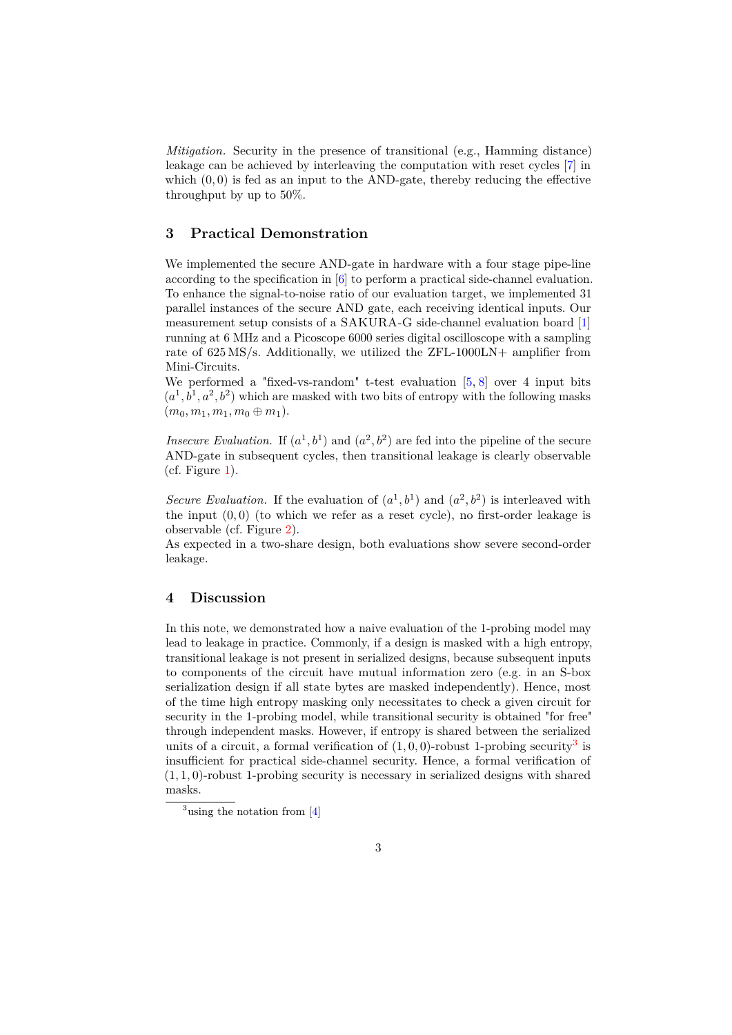*Mitigation.* Security in the presence of transitional (e.g., Hamming distance) leakage can be achieved by interleaving the computation with reset cycles [7] in which $(0, 0)$ is fed as an input to the AND-gate, thereby reducing the effective throughput by up to 50%.

## 3 Practical Demonstration

We implemented the secure AND-gate in hardware with a four stage pipe-line according to the specification in [6] to perform a practical side-channel evaluation. To enhance the signal-to-noise ratio of our evaluation target, we implemented 31 parallel instances of the secure AND gate, each receiving identical inputs. Our measurement setup consists of a SAKURA-G side-channel evaluation board [1] running at 6 MHz and a Picoscope 6000 series digital oscilloscope with a sampling rate of 625 MS/s. Additionally, we utilized the ZFL-1000LN+ amplifier from Mini-Circuits.
We performed a "fixed-vs-random" t-test evaluation [5, 8] over 4 input bits $(a^1, b^1, a^2, b^2)$ which are masked with two bits of entropy with the following masks $(m_0, m_1, m_1, m_0 \oplus m_1)$.

*Insecure Evaluation.* If $(a^1, b^1)$ and $(a^2, b^2)$ are fed into the pipeline of the secure AND-gate in subsequent cycles, then transitional leakage is clearly observable (cf. Figure 1).

*Secure Evaluation.* If the evaluation of $(a^1, b^1)$ and $(a^2, b^2)$ is interleaved with the input $(0, 0)$ (to which we refer as a reset cycle), no first-order leakage is observable (cf. Figure 2).
As expected in a two-share design, both evaluations show severe second-order leakage.

## 4 Discussion

In this note, we demonstrated how a naive evaluation of the 1-probing model may lead to leakage in practice. Commonly, if a design is masked with a high entropy, transitional leakage is not present in serialized designs, because subsequent inputs to components of the circuit have mutual information zero (e.g. in an S-box serialization design if all state bytes are masked independently). Hence, most of the time high entropy masking only necessitates to check a given circuit for security in the 1-probing model, while transitional security is obtained "for free" through independent masks. However, if entropy is shared between the serialized units of a circuit, a formal verification of $(1, 0, 0)$-robust 1-probing security[3] is insufficient for practical side-channel security. Hence, a formal verification of $(1, 1, 0)$-robust 1-probing security is necessary in serialized designs with shared masks.

[3] using the notation from [4]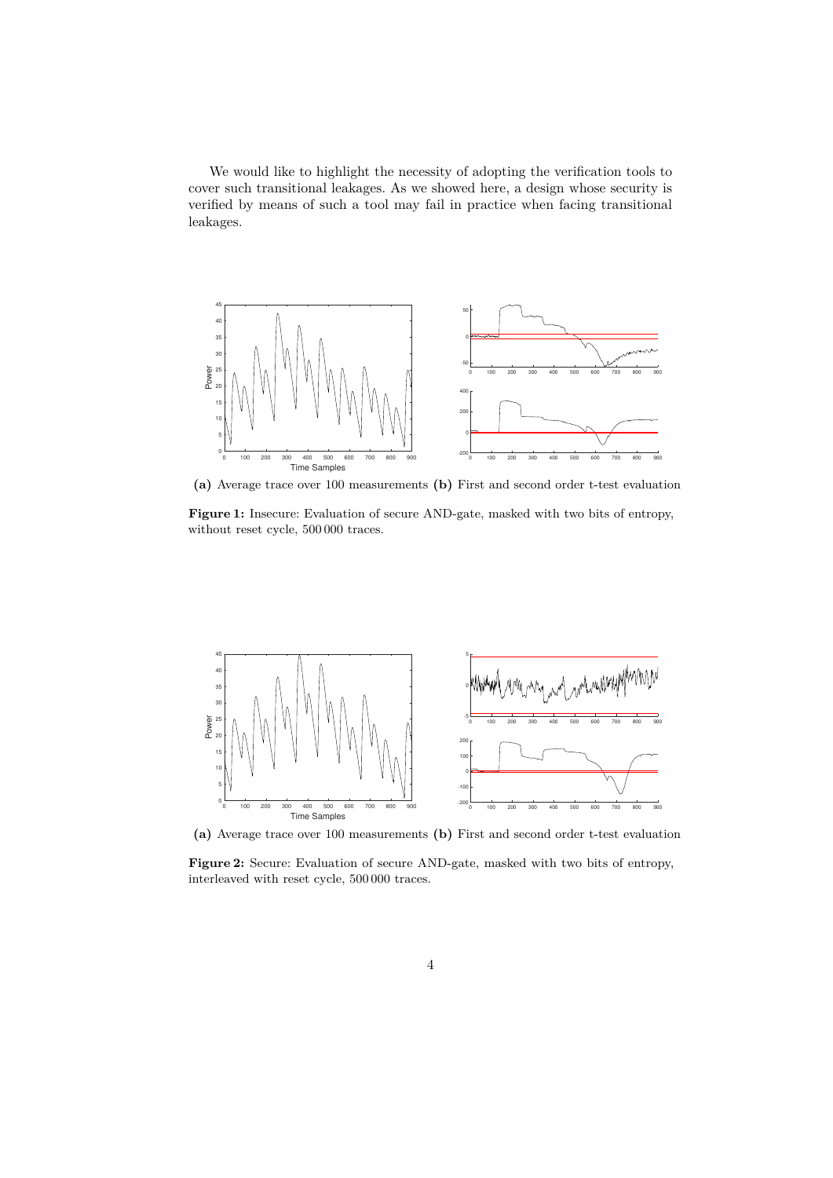We would like to highlight the necessity of adopting the verification tools to cover such transitional leakages. As we showed here, a design whose security is verified by means of such a tool may fail in practice when facing transitional leakages.

**(a)** Average trace over 100 measurements **(b)** First and second order t-test evaluation

**Figure 1:** Insecure: Evaluation of secure AND-gate, masked with two bits of entropy, without reset cycle, 500 000 traces.

**(a)** Average trace over 100 measurements **(b)** First and second order t-test evaluation

**Figure 2:** Secure: Evaluation of secure AND-gate, masked with two bits of entropy, interleaved with reset cycle, 500 000 traces.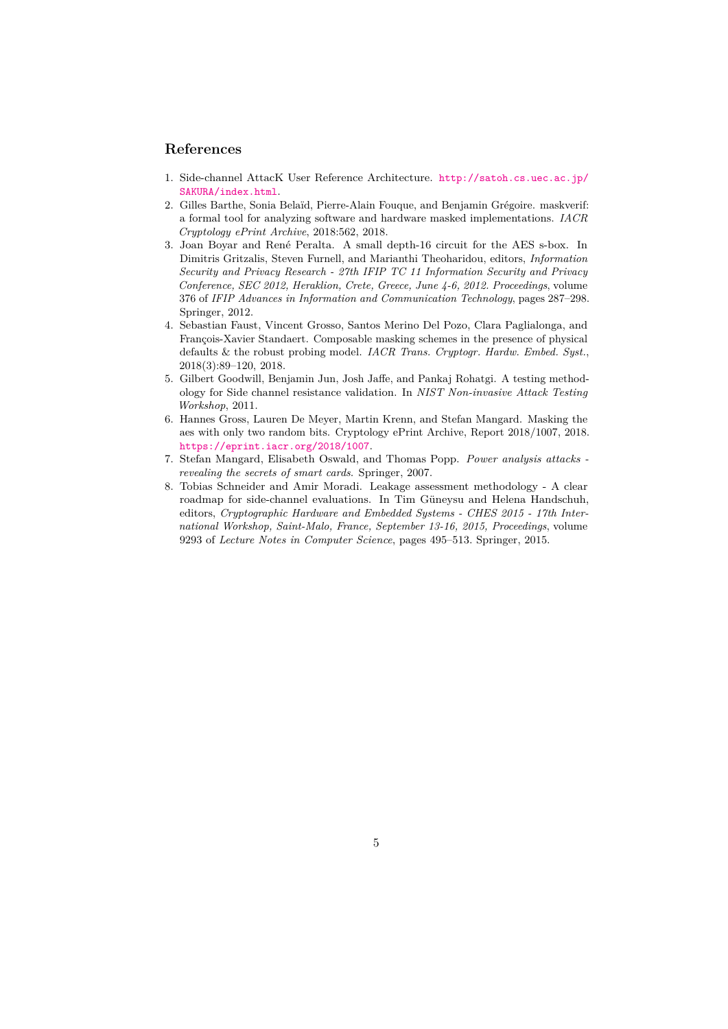## References

1. Side-channel AttacK User Reference Architecture. http://satoh.cs.uec.ac.jp/SAKURA/index.html.
2. Gilles Barthe, Sonia Belaïd, Pierre-Alain Fouque, and Benjamin Grégoire. maskverif: a formal tool for analyzing software and hardware masked implementations. *IACR Cryptology ePrint Archive*, 2018:562, 2018.
3. Joan Boyar and René Peralta. A small depth-16 circuit for the AES s-box. In Dimitris Gritzalis, Steven Furnell, and Marianthi Theoharidou, editors, *Information Security and Privacy Research - 27th IFIP TC 11 Information Security and Privacy Conference, SEC 2012, Heraklion, Crete, Greece, June 4-6, 2012. Proceedings*, volume 376 of *IFIP Advances in Information and Communication Technology*, pages 287–298. Springer, 2012.
4. Sebastian Faust, Vincent Grosso, Santos Merino Del Pozo, Clara Paglialonga, and François-Xavier Standaert. Composable masking schemes in the presence of physical defaults & the robust probing model. *IACR Trans. Cryptogr. Hardw. Embed. Syst.*, 2018(3):89–120, 2018.
5. Gilbert Goodwill, Benjamin Jun, Josh Jaffe, and Pankaj Rohatgi. A testing methodology for Side channel resistance validation. In *NIST Non-invasive Attack Testing Workshop*, 2011.
6. Hannes Gross, Lauren De Meyer, Martin Krenn, and Stefan Mangard. Masking the aes with only two random bits. Cryptology ePrint Archive, Report 2018/1007, 2018. https://eprint.iacr.org/2018/1007.
7. Stefan Mangard, Elisabeth Oswald, and Thomas Popp. *Power analysis attacks - revealing the secrets of smart cards.* Springer, 2007.
8. Tobias Schneider and Amir Moradi. Leakage assessment methodology - A clear roadmap for side-channel evaluations. In Tim Güneysu and Helena Handschuh, editors, *Cryptographic Hardware and Embedded Systems - CHES 2015 - 17th International Workshop, Saint-Malo, France, September 13-16, 2015, Proceedings*, volume 9293 of *Lecture Notes in Computer Science*, pages 495–513. Springer, 2015.